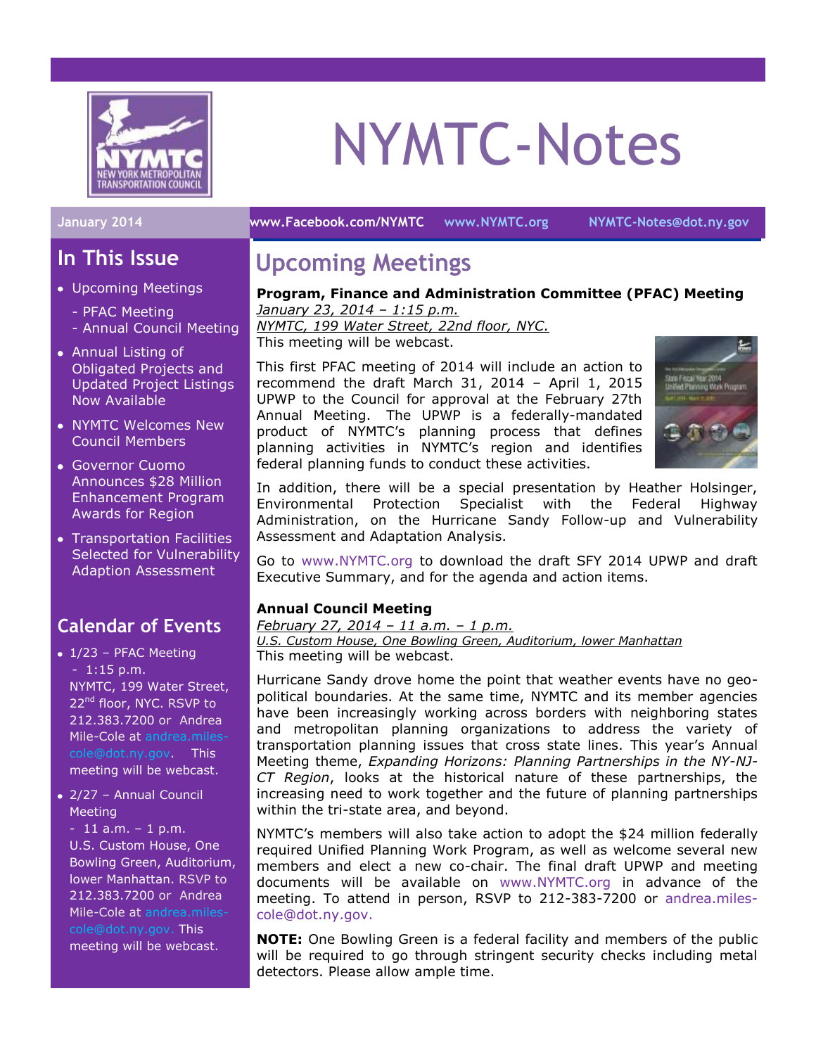# NYMTC-Notes

January 2014 | www.Facebook.com/NYMTC | www.NYMTC.org | NYMTC-Notes@dot.ny.gov

## In This Issue

- Upcoming Meetings
  - PFAC Meeting
  - Annual Council Meeting
- Annual Listing of Obligated Projects and Updated Project Listings Now Available
- NYMTC Welcomes New Council Members
- Governor Cuomo Announces $28 Million Enhancement Program Awards for Region
- Transportation Facilities Selected for Vulnerability Adaption Assessment

## Calendar of Events

- 1/23 – PFAC Meeting - 1:15 p.m. NYMTC, 199 Water Street, 22nd floor, NYC. RSVP to 212.383.7200 or Andrea Mile-Cole at andrea.miles-cole@dot.ny.gov. This meeting will be webcast.
- 2/27 – Annual Council Meeting - 11 a.m. – 1 p.m. U.S. Custom House, One Bowling Green, Auditorium, lower Manhattan. RSVP to 212.383.7200 or Andrea Mile-Cole at andrea.miles-cole@dot.ny.gov. This meeting will be webcast.

## Upcoming Meetings

**Program, Finance and Administration Committee (PFAC) Meeting**
*January 23, 2014 – 1:15 p.m.*
*NYMTC, 199 Water Street, 22nd floor, NYC.*
This meeting will be webcast.

This first PFAC meeting of 2014 will include an action to recommend the draft March 31, 2014 – April 1, 2015 UPWP to the Council for approval at the February 27th Annual Meeting. The UPWP is a federally-mandated product of NYMTC's planning process that defines planning activities in NYMTC's region and identifies federal planning funds to conduct these activities.

In addition, there will be a special presentation by Heather Holsinger, Environmental Protection Specialist with the Federal Highway Administration, on the Hurricane Sandy Follow-up and Vulnerability Assessment and Adaptation Analysis.

Go to www.NYMTC.org to download the draft SFY 2014 UPWP and draft Executive Summary, and for the agenda and action items.

**Annual Council Meeting**
*February 27, 2014 – 11 a.m. – 1 p.m.*
*U.S. Custom House, One Bowling Green, Auditorium, lower Manhattan*
This meeting will be webcast.

Hurricane Sandy drove home the point that weather events have no geo-political boundaries. At the same time, NYMTC and its member agencies have been increasingly working across borders with neighboring states and metropolitan planning organizations to address the variety of transportation planning issues that cross state lines. This year's Annual Meeting theme, *Expanding Horizons: Planning Partnerships in the NY-NJ-CT Region*, looks at the historical nature of these partnerships, the increasing need to work together and the future of planning partnerships within the tri-state area, and beyond.

NYMTC's members will also take action to adopt the $24 million federally required Unified Planning Work Program, as well as welcome several new members and elect a new co-chair. The final draft UPWP and meeting documents will be available on www.NYMTC.org in advance of the meeting. To attend in person, RSVP to 212-383-7200 or andrea.miles-cole@dot.ny.gov.

**NOTE:** One Bowling Green is a federal facility and members of the public will be required to go through stringent security checks including metal detectors. Please allow ample time.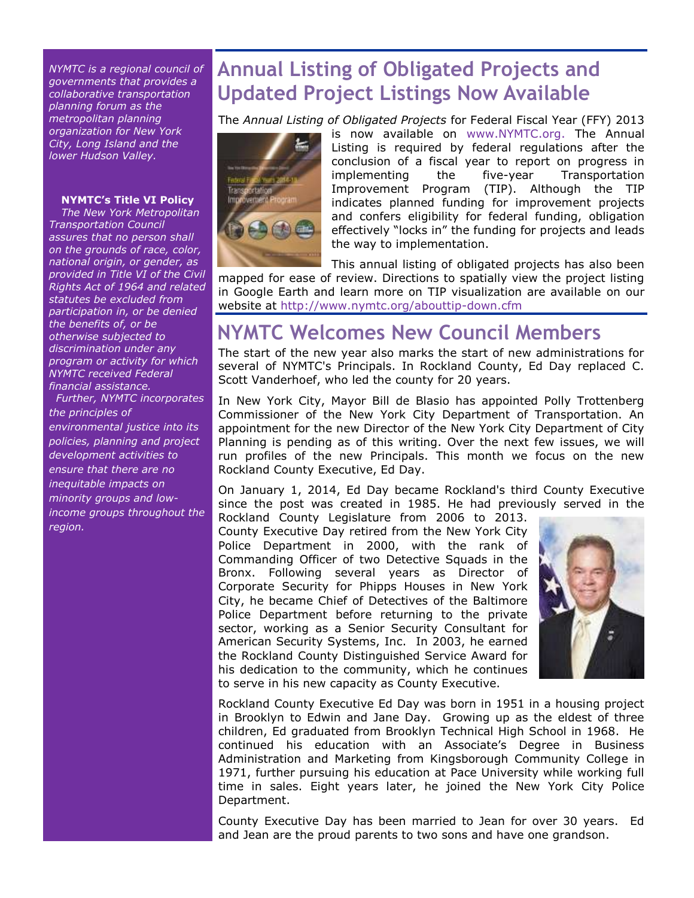*NYMTC is a regional council of governments that provides a collaborative transportation planning forum as the metropolitan planning organization for New York City, Long Island and the lower Hudson Valley.*

**NYMTC's Title VI Policy**

*The New York Metropolitan Transportation Council assures that no person shall on the grounds of race, color, national origin, or gender, as provided in Title VI of the Civil Rights Act of 1964 and related statutes be excluded from participation in, or be denied the benefits of, or be otherwise subjected to discrimination under any program or activity for which NYMTC received Federal financial assistance.*

*Further, NYMTC incorporates the principles of environmental justice into its policies, planning and project development activities to ensure that there are no inequitable impacts on minority groups and low-income groups throughout the region.*

## Annual Listing of Obligated Projects and Updated Project Listings Now Available

The *Annual Listing of Obligated Projects* for Federal Fiscal Year (FFY) 2013 is now available on www.NYMTC.org. The Annual Listing is required by federal regulations after the conclusion of a fiscal year to report on progress in implementing the five-year Transportation Improvement Program (TIP). Although the TIP indicates planned funding for improvement projects and confers eligibility for federal funding, obligation effectively "locks in" the funding for projects and leads the way to implementation.

This annual listing of obligated projects has also been mapped for ease of review. Directions to spatially view the project listing in Google Earth and learn more on TIP visualization are available on our website at http://www.nymtc.org/abouttip-down.cfm

## NYMTC Welcomes New Council Members

The start of the new year also marks the start of new administrations for several of NYMTC's Principals. In Rockland County, Ed Day replaced C. Scott Vanderhoef, who led the county for 20 years.

In New York City, Mayor Bill de Blasio has appointed Polly Trottenberg Commissioner of the New York City Department of Transportation. An appointment for the new Director of the New York City Department of City Planning is pending as of this writing. Over the next few issues, we will run profiles of the new Principals. This month we focus on the new Rockland County Executive, Ed Day.

On January 1, 2014, Ed Day became Rockland's third County Executive since the post was created in 1985. He had previously served in the Rockland County Legislature from 2006 to 2013. County Executive Day retired from the New York City Police Department in 2000, with the rank of Commanding Officer of two Detective Squads in the Bronx. Following several years as Director of Corporate Security for Phipps Houses in New York City, he became Chief of Detectives of the Baltimore Police Department before returning to the private sector, working as a Senior Security Consultant for American Security Systems, Inc. In 2003, he earned the Rockland County Distinguished Service Award for his dedication to the community, which he continues to serve in his new capacity as County Executive.

Rockland County Executive Ed Day was born in 1951 in a housing project in Brooklyn to Edwin and Jane Day. Growing up as the eldest of three children, Ed graduated from Brooklyn Technical High School in 1968. He continued his education with an Associate's Degree in Business Administration and Marketing from Kingsborough Community College in 1971, further pursuing his education at Pace University while working full time in sales. Eight years later, he joined the New York City Police Department.

County Executive Day has been married to Jean for over 30 years. Ed and Jean are the proud parents to two sons and have one grandson.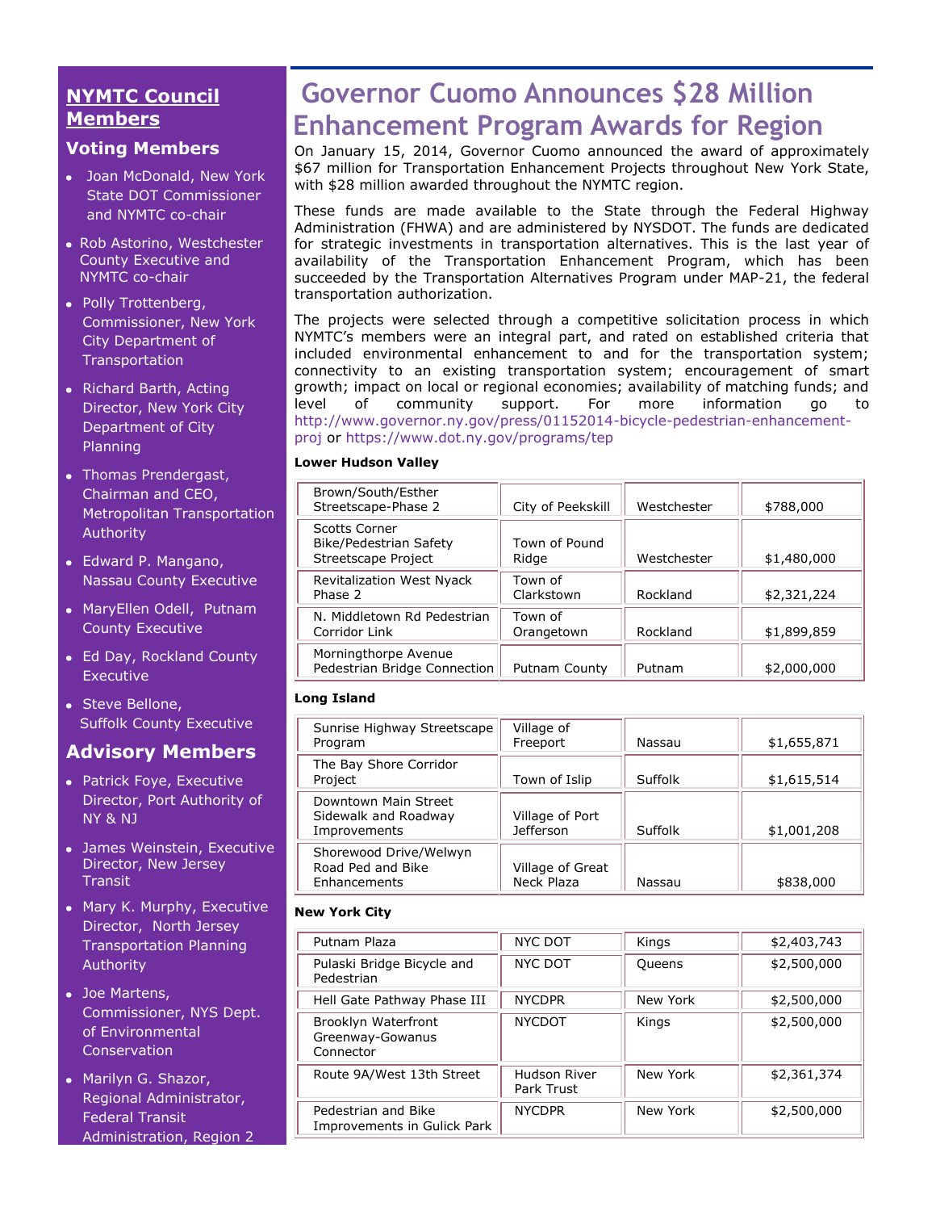## NYMTC Council Members

### Voting Members

- Joan McDonald, New York State DOT Commissioner and NYMTC co-chair
- Rob Astorino, Westchester County Executive and NYMTC co-chair
- Polly Trottenberg, Commissioner, New York City Department of Transportation
- Richard Barth, Acting Director, New York City Department of City Planning
- Thomas Prendergast, Chairman and CEO, Metropolitan Transportation Authority
- Edward P. Mangano, Nassau County Executive
- MaryEllen Odell, Putnam County Executive
- Ed Day, Rockland County Executive
- Steve Bellone, Suffolk County Executive

### Advisory Members

- Patrick Foye, Executive Director, Port Authority of NY & NJ
- James Weinstein, Executive Director, New Jersey Transit
- Mary K. Murphy, Executive Director, North Jersey Transportation Planning Authority
- Joe Martens, Commissioner, NYS Dept. of Environmental Conservation
- Marilyn G. Shazor, Regional Administrator, Federal Transit Administration, Region 2

# Governor Cuomo Announces $28 Million Enhancement Program Awards for Region

On January 15, 2014, Governor Cuomo announced the award of approximately $67 million for Transportation Enhancement Projects throughout New York State, with $28 million awarded throughout the NYMTC region.

These funds are made available to the State through the Federal Highway Administration (FHWA) and are administered by NYSDOT. The funds are dedicated for strategic investments in transportation alternatives. This is the last year of availability of the Transportation Enhancement Program, which has been succeeded by the Transportation Alternatives Program under MAP-21, the federal transportation authorization.

The projects were selected through a competitive solicitation process in which NYMTC's members were an integral part, and rated on established criteria that included environmental enhancement to and for the transportation system; connectivity to an existing transportation system; encouragement of smart growth; impact on local or regional economies; availability of matching funds; and level of community support. For more information go to http://www.governor.ny.gov/press/01152014-bicycle-pedestrian-enhancement-proj or https://www.dot.ny.gov/programs/tep

**Lower Hudson Valley**

| | | | |
|---|---|---|---|
| Brown/South/Esther Streetscape-Phase 2 | City of Peekskill | Westchester | $788,000 |
| Scotts Corner Bike/Pedestrian Safety Streetscape Project | Town of Pound Ridge | Westchester | $1,480,000 |
| Revitalization West Nyack Phase 2 | Town of Clarkstown | Rockland | $2,321,224 |
| N. Middletown Rd Pedestrian Corridor Link | Town of Orangetown | Rockland | $1,899,859 |
| Morningthorpe Avenue Pedestrian Bridge Connection | Putnam County | Putnam | $2,000,000 |

**Long Island**

| | | | |
|---|---|---|---|
| Sunrise Highway Streetscape Program | Village of Freeport | Nassau | $1,655,871 |
| The Bay Shore Corridor Project | Town of Islip | Suffolk | $1,615,514 |
| Downtown Main Street Sidewalk and Roadway Improvements | Village of Port Jefferson | Suffolk | $1,001,208 |
| Shorewood Drive/Welwyn Road Ped and Bike Enhancements | Village of Great Neck Plaza | Nassau | $838,000 |

**New York City**

| | | | |
|---|---|---|---|
| Putnam Plaza | NYC DOT | Kings | $2,403,743 |
| Pulaski Bridge Bicycle and Pedestrian | NYC DOT | Queens | $2,500,000 |
| Hell Gate Pathway Phase III | NYCDPR | New York | $2,500,000 |
| Brooklyn Waterfront Greenway-Gowanus Connector | NYCDOT | Kings | $2,500,000 |
| Route 9A/West 13th Street | Hudson River Park Trust | New York | $2,361,374 |
| Pedestrian and Bike Improvements in Gulick Park | NYCDPR | New York | $2,500,000 |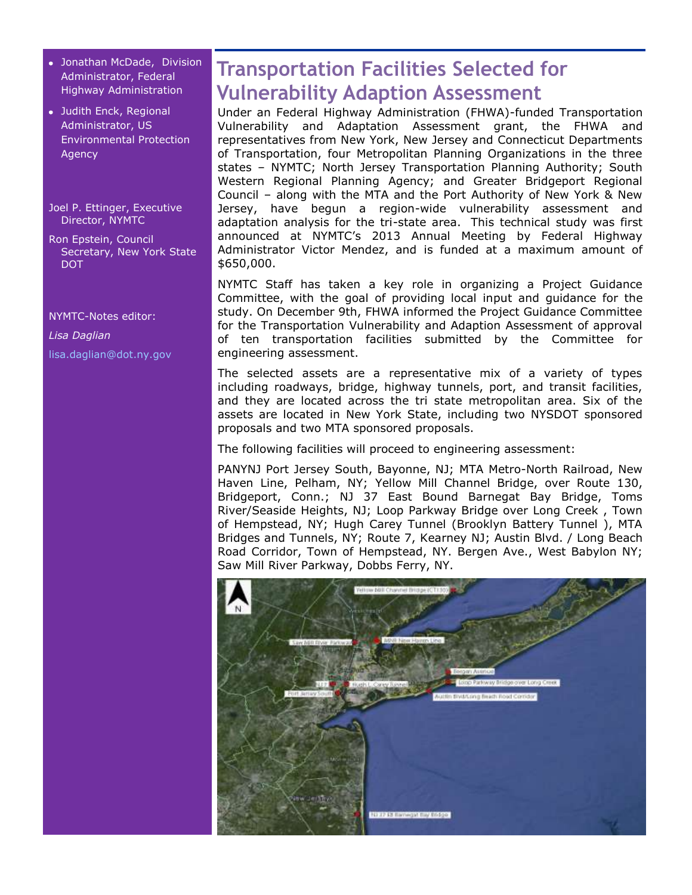- Jonathan McDade, Division Administrator, Federal Highway Administration
- Judith Enck, Regional Administrator, US Environmental Protection Agency

Joel P. Ettinger, Executive Director, NYMTC

Ron Epstein, Council Secretary, New York State DOT

NYMTC-Notes editor:

*Lisa Daglian*

lisa.daglian@dot.ny.gov

## Transportation Facilities Selected for Vulnerability Adaption Assessment

Under an Federal Highway Administration (FHWA)-funded Transportation Vulnerability and Adaptation Assessment grant, the FHWA and representatives from New York, New Jersey and Connecticut Departments of Transportation, four Metropolitan Planning Organizations in the three states – NYMTC; North Jersey Transportation Planning Authority; South Western Regional Planning Agency; and Greater Bridgeport Regional Council – along with the MTA and the Port Authority of New York & New Jersey, have begun a region-wide vulnerability assessment and adaptation analysis for the tri-state area. This technical study was first announced at NYMTC's 2013 Annual Meeting by Federal Highway Administrator Victor Mendez, and is funded at a maximum amount of $650,000.

NYMTC Staff has taken a key role in organizing a Project Guidance Committee, with the goal of providing local input and guidance for the study. On December 9th, FHWA informed the Project Guidance Committee for the Transportation Vulnerability and Adaption Assessment of approval of ten transportation facilities submitted by the Committee for engineering assessment.

The selected assets are a representative mix of a variety of types including roadways, bridge, highway tunnels, port, and transit facilities, and they are located across the tri state metropolitan area. Six of the assets are located in New York State, including two NYSDOT sponsored proposals and two MTA sponsored proposals.

The following facilities will proceed to engineering assessment:

PANYNJ Port Jersey South, Bayonne, NJ; MTA Metro-North Railroad, New Haven Line, Pelham, NY; Yellow Mill Channel Bridge, over Route 130, Bridgeport, Conn.; NJ 37 East Bound Barnegat Bay Bridge, Toms River/Seaside Heights, NJ; Loop Parkway Bridge over Long Creek , Town of Hempstead, NY; Hugh Carey Tunnel (Brooklyn Battery Tunnel ), MTA Bridges and Tunnels, NY; Route 7, Kearney NJ; Austin Blvd. / Long Beach Road Corridor, Town of Hempstead, NY. Bergen Ave., West Babylon NY; Saw Mill River Parkway, Dobbs Ferry, NY.

N

Yellow Mill Channel Bridge (CT130)

Saw Mill River Parkway

MNR New Haven Line

Bergen Avenue

NJ 7

Hugh L. Carey Tunnel

Loop Parkway Bridge over Long Creek

Port Jersey South

Austin Blvd/Long Beach Road Corridor

NJ 37 EB Barnegat Bay Bridge